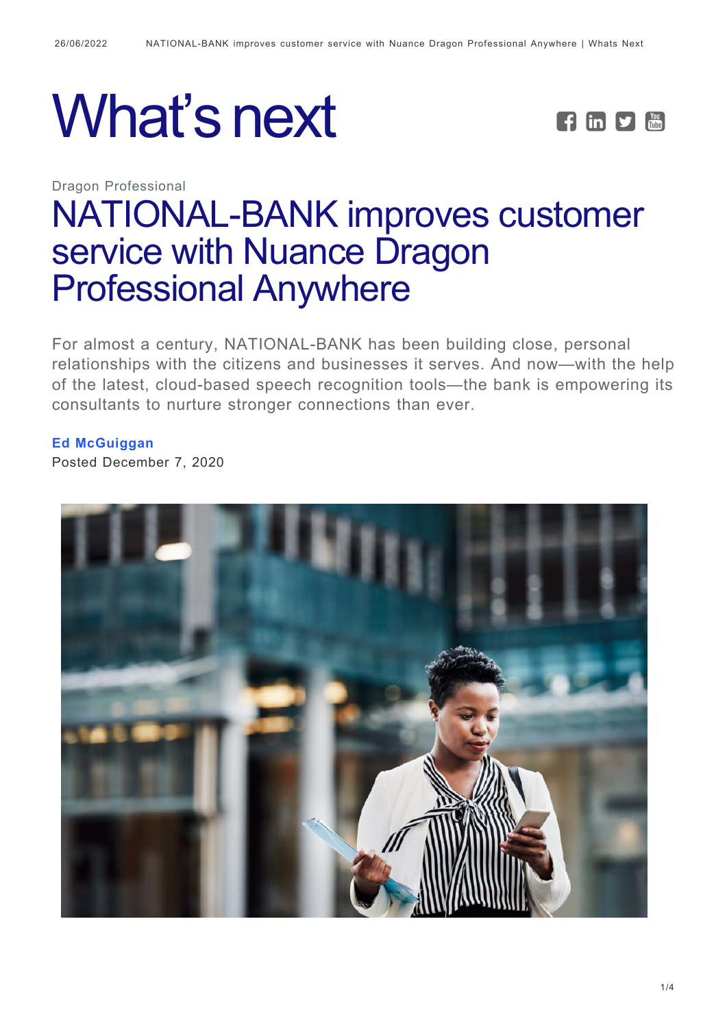# What's next

Dragon Professional

## NATIONAL-BANK improves customer service with Nuance Dragon Professional Anywhere

For almost a century, NATIONAL-BANK has been building close, personal relationships with the citizens and businesses it serves. And now—with the help of the latest, cloud-based speech recognition tools—the bank is empowering its consultants to nurture stronger connections than ever.

**Ed McGuiggan**

Posted December 7, 2020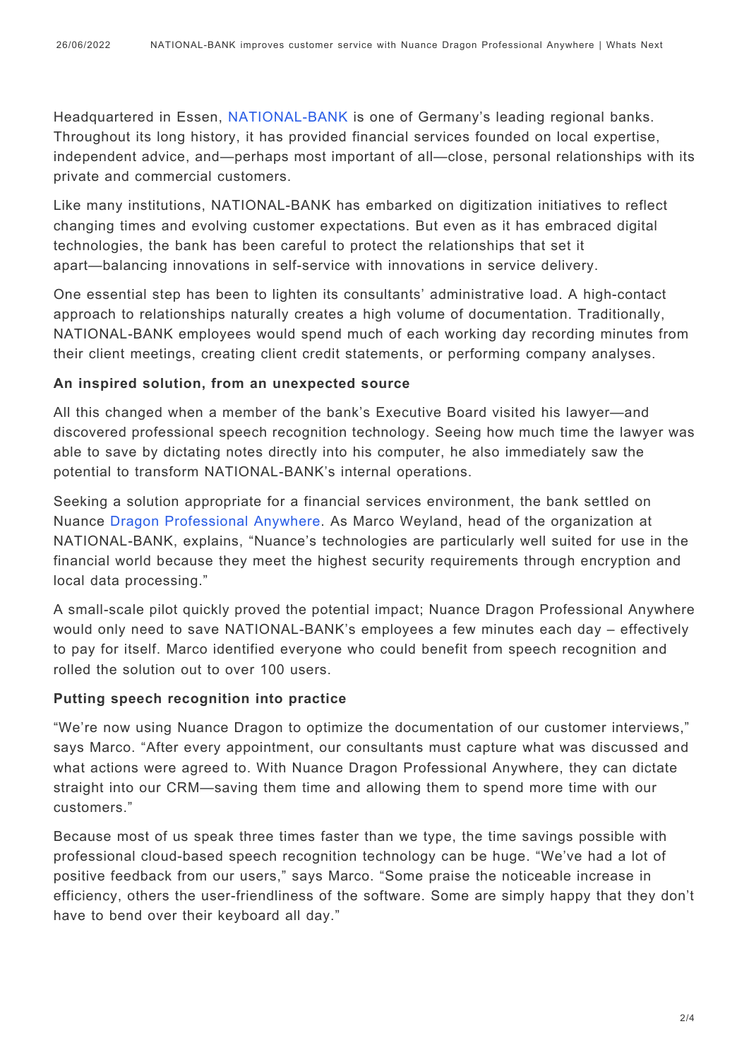Headquartered in Essen, NATIONAL-BANK is one of Germany's leading regional banks. Throughout its long history, it has provided financial services founded on local expertise, independent advice, and—perhaps most important of all—close, personal relationships with its private and commercial customers.

Like many institutions, NATIONAL-BANK has embarked on digitization initiatives to reflect changing times and evolving customer expectations. But even as it has embraced digital technologies, the bank has been careful to protect the relationships that set it apart—balancing innovations in self-service with innovations in service delivery.

One essential step has been to lighten its consultants' administrative load. A high-contact approach to relationships naturally creates a high volume of documentation. Traditionally, NATIONAL-BANK employees would spend much of each working day recording minutes from their client meetings, creating client credit statements, or performing company analyses.

**An inspired solution, from an unexpected source**

All this changed when a member of the bank's Executive Board visited his lawyer—and discovered professional speech recognition technology. Seeing how much time the lawyer was able to save by dictating notes directly into his computer, he also immediately saw the potential to transform NATIONAL-BANK's internal operations.

Seeking a solution appropriate for a financial services environment, the bank settled on Nuance Dragon Professional Anywhere. As Marco Weyland, head of the organization at NATIONAL-BANK, explains, "Nuance's technologies are particularly well suited for use in the financial world because they meet the highest security requirements through encryption and local data processing."

A small-scale pilot quickly proved the potential impact; Nuance Dragon Professional Anywhere would only need to save NATIONAL-BANK's employees a few minutes each day – effectively to pay for itself. Marco identified everyone who could benefit from speech recognition and rolled the solution out to over 100 users.

**Putting speech recognition into practice**

"We're now using Nuance Dragon to optimize the documentation of our customer interviews," says Marco. "After every appointment, our consultants must capture what was discussed and what actions were agreed to. With Nuance Dragon Professional Anywhere, they can dictate straight into our CRM—saving them time and allowing them to spend more time with our customers."

Because most of us speak three times faster than we type, the time savings possible with professional cloud-based speech recognition technology can be huge. "We've had a lot of positive feedback from our users," says Marco. "Some praise the noticeable increase in efficiency, others the user-friendliness of the software. Some are simply happy that they don't have to bend over their keyboard all day."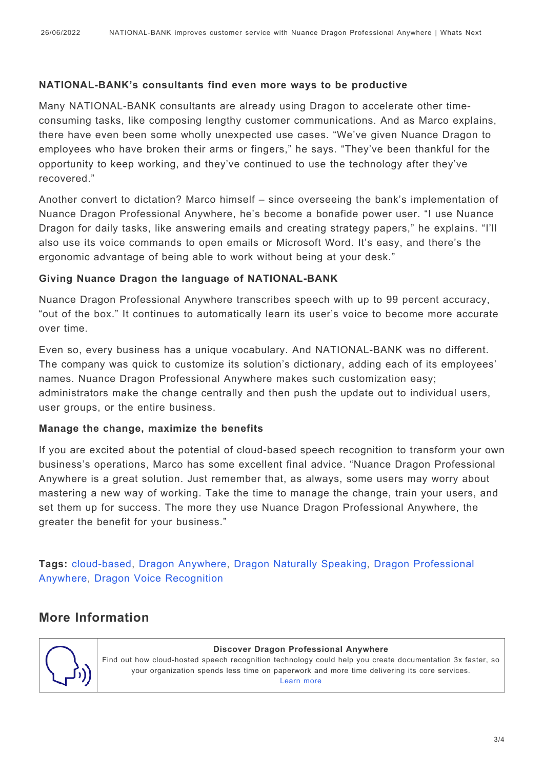### NATIONAL-BANK's consultants find even more ways to be productive

Many NATIONAL-BANK consultants are already using Dragon to accelerate other time-consuming tasks, like composing lengthy customer communications. And as Marco explains, there have even been some wholly unexpected use cases. "We've given Nuance Dragon to employees who have broken their arms or fingers," he says. "They've been thankful for the opportunity to keep working, and they've continued to use the technology after they've recovered."

Another convert to dictation? Marco himself – since overseeing the bank's implementation of Nuance Dragon Professional Anywhere, he's become a bonafide power user. "I use Nuance Dragon for daily tasks, like answering emails and creating strategy papers," he explains. "I'll also use its voice commands to open emails or Microsoft Word. It's easy, and there's the ergonomic advantage of being able to work without being at your desk."

### Giving Nuance Dragon the language of NATIONAL-BANK

Nuance Dragon Professional Anywhere transcribes speech with up to 99 percent accuracy, "out of the box." It continues to automatically learn its user's voice to become more accurate over time.

Even so, every business has a unique vocabulary. And NATIONAL-BANK was no different. The company was quick to customize its solution's dictionary, adding each of its employees' names. Nuance Dragon Professional Anywhere makes such customization easy; administrators make the change centrally and then push the update out to individual users, user groups, or the entire business.

### Manage the change, maximize the benefits

If you are excited about the potential of cloud-based speech recognition to transform your own business's operations, Marco has some excellent final advice. "Nuance Dragon Professional Anywhere is a great solution. Just remember that, as always, some users may worry about mastering a new way of working. Take the time to manage the change, train your users, and set them up for success. The more they use Nuance Dragon Professional Anywhere, the greater the benefit for your business."

**Tags:** cloud-based, Dragon Anywhere, Dragon Naturally Speaking, Dragon Professional Anywhere, Dragon Voice Recognition

## More Information

**Discover Dragon Professional Anywhere**

Find out how cloud-hosted speech recognition technology could help you create documentation 3x faster, so your organization spends less time on paperwork and more time delivering its core services.

Learn more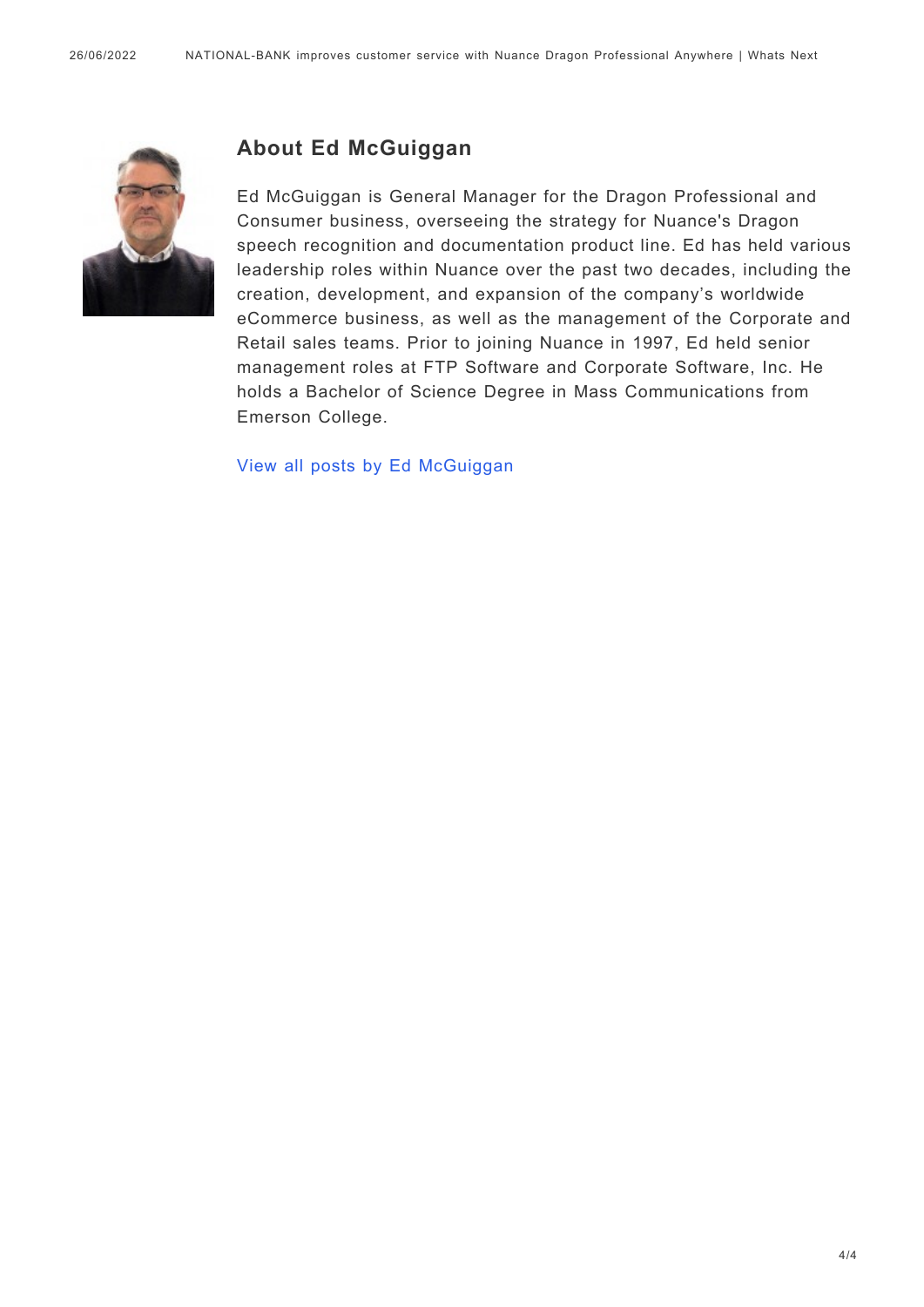## About Ed McGuiggan

Ed McGuiggan is General Manager for the Dragon Professional and Consumer business, overseeing the strategy for Nuance's Dragon speech recognition and documentation product line. Ed has held various leadership roles within Nuance over the past two decades, including the creation, development, and expansion of the company’s worldwide eCommerce business, as well as the management of the Corporate and Retail sales teams. Prior to joining Nuance in 1997, Ed held senior management roles at FTP Software and Corporate Software, Inc. He holds a Bachelor of Science Degree in Mass Communications from Emerson College.

View all posts by Ed McGuiggan